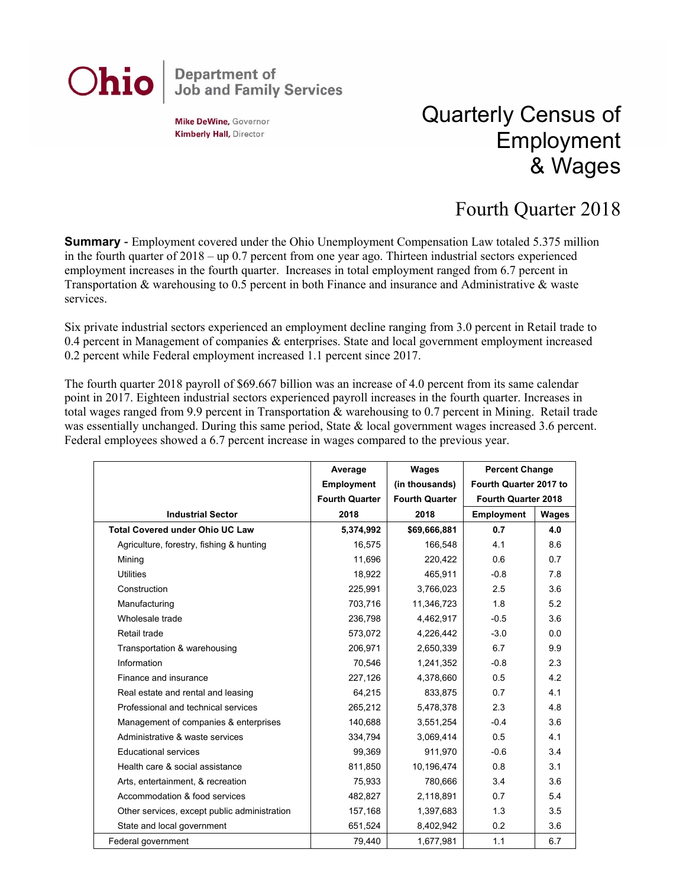# Ohio Department of Job and Family Services

**Mike DeWine,** Governor
**Kimberly Hall,** Director

# Quarterly Census of Employment & Wages

## Fourth Quarter 2018

**Summary** - Employment covered under the Ohio Unemployment Compensation Law totaled 5.375 million in the fourth quarter of 2018 – up 0.7 percent from one year ago. Thirteen industrial sectors experienced employment increases in the fourth quarter. Increases in total employment ranged from 6.7 percent in Transportation & warehousing to 0.5 percent in both Finance and insurance and Administrative & waste services.

Six private industrial sectors experienced an employment decline ranging from 3.0 percent in Retail trade to 0.4 percent in Management of companies & enterprises. State and local government employment increased 0.2 percent while Federal employment increased 1.1 percent since 2017.

The fourth quarter 2018 payroll of $69.667 billion was an increase of 4.0 percent from its same calendar point in 2017. Eighteen industrial sectors experienced payroll increases in the fourth quarter. Increases in total wages ranged from 9.9 percent in Transportation & warehousing to 0.7 percent in Mining. Retail trade was essentially unchanged. During this same period, State & local government wages increased 3.6 percent. Federal employees showed a 6.7 percent increase in wages compared to the previous year.

| Industrial Sector | Average Employment Fourth Quarter 2018 | Wages (in thousands) Fourth Quarter 2018 | Percent Change Fourth Quarter 2017 to Fourth Quarter 2018 | |
|---|---|---|---|---|
| | | | Employment | Wages |
| **Total Covered under Ohio UC Law** | **5,374,992** | **$69,666,881** | **0.7** | **4.0** |
| Agriculture, forestry, fishing & hunting | 16,575 | 166,548 | 4.1 | 8.6 |
| Mining | 11,696 | 220,422 | 0.6 | 0.7 |
| Utilities | 18,922 | 465,911 | -0.8 | 7.8 |
| Construction | 225,991 | 3,766,023 | 2.5 | 3.6 |
| Manufacturing | 703,716 | 11,346,723 | 1.8 | 5.2 |
| Wholesale trade | 236,798 | 4,462,917 | -0.5 | 3.6 |
| Retail trade | 573,072 | 4,226,442 | -3.0 | 0.0 |
| Transportation & warehousing | 206,971 | 2,650,339 | 6.7 | 9.9 |
| Information | 70,546 | 1,241,352 | -0.8 | 2.3 |
| Finance and insurance | 227,126 | 4,378,660 | 0.5 | 4.2 |
| Real estate and rental and leasing | 64,215 | 833,875 | 0.7 | 4.1 |
| Professional and technical services | 265,212 | 5,478,378 | 2.3 | 4.8 |
| Management of companies & enterprises | 140,688 | 3,551,254 | -0.4 | 3.6 |
| Administrative & waste services | 334,794 | 3,069,414 | 0.5 | 4.1 |
| Educational services | 99,369 | 911,970 | -0.6 | 3.4 |
| Health care & social assistance | 811,850 | 10,196,474 | 0.8 | 3.1 |
| Arts, entertainment, & recreation | 75,933 | 780,666 | 3.4 | 3.6 |
| Accommodation & food services | 482,827 | 2,118,891 | 0.7 | 5.4 |
| Other services, except public administration | 157,168 | 1,397,683 | 1.3 | 3.5 |
| State and local government | 651,524 | 8,402,942 | 0.2 | 3.6 |
| Federal government | 79,440 | 1,677,981 | 1.1 | 6.7 |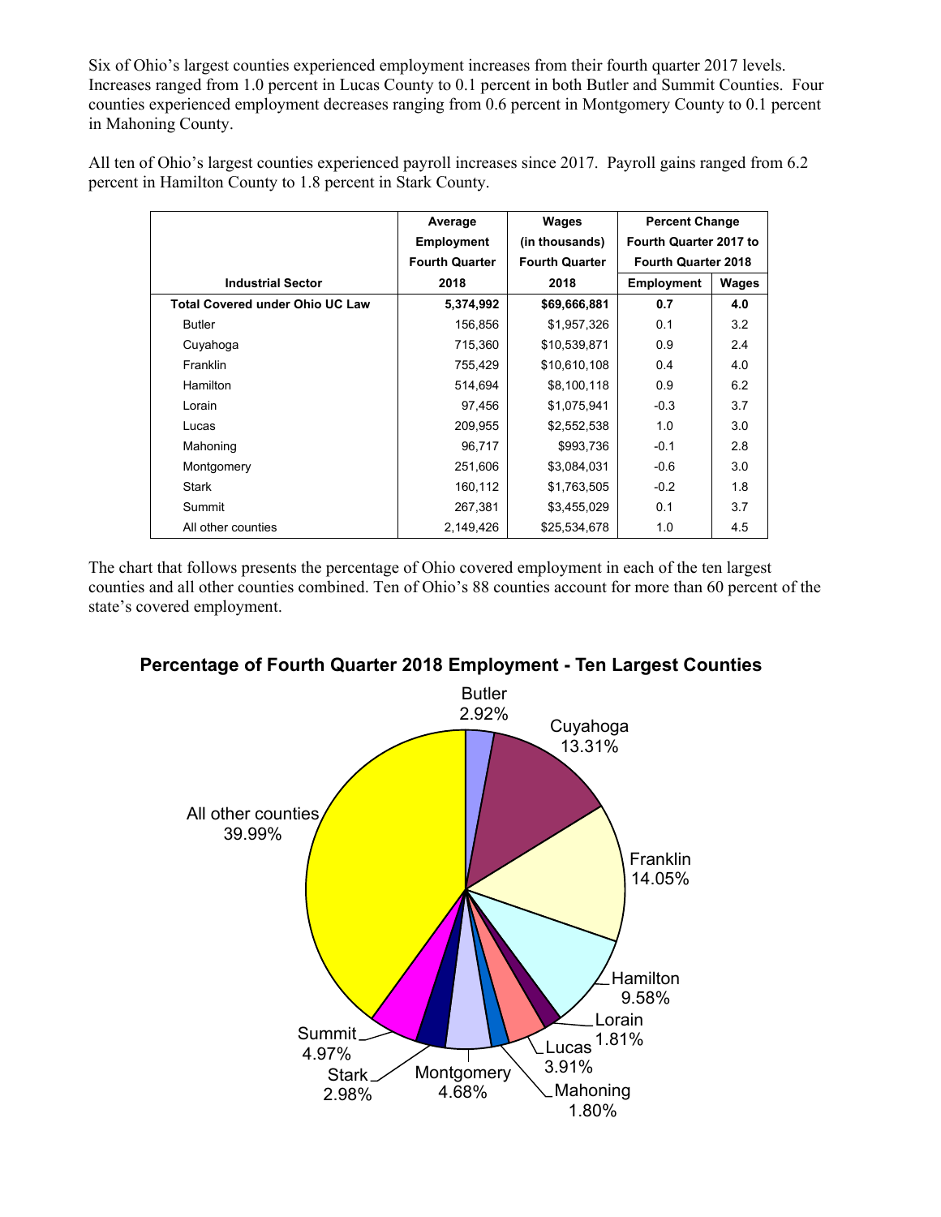Six of Ohio's largest counties experienced employment increases from their fourth quarter 2017 levels. Increases ranged from 1.0 percent in Lucas County to 0.1 percent in both Butler and Summit Counties. Four counties experienced employment decreases ranging from 0.6 percent in Montgomery County to 0.1 percent in Mahoning County.

All ten of Ohio's largest counties experienced payroll increases since 2017. Payroll gains ranged from 6.2 percent in Hamilton County to 1.8 percent in Stark County.

| Industrial Sector | Average Employment Fourth Quarter 2018 | Wages (in thousands) Fourth Quarter 2018 | Percent Change Fourth Quarter 2017 to Fourth Quarter 2018 | |
|---|---|---|---|---|
| | | | Employment | Wages |
| **Total Covered under Ohio UC Law** | **5,374,992** | **$69,666,881** | **0.7** | **4.0** |
| Butler | 156,856 | $1,957,326 | 0.1 | 3.2 |
| Cuyahoga | 715,360 | $10,539,871 | 0.9 | 2.4 |
| Franklin | 755,429 | $10,610,108 | 0.4 | 4.0 |
| Hamilton | 514,694 | $8,100,118 | 0.9 | 6.2 |
| Lorain | 97,456 | $1,075,941 | -0.3 | 3.7 |
| Lucas | 209,955 | $2,552,538 | 1.0 | 3.0 |
| Mahoning | 96,717 | $993,736 | -0.1 | 2.8 |
| Montgomery | 251,606 | $3,084,031 | -0.6 | 3.0 |
| Stark | 160,112 | $1,763,505 | -0.2 | 1.8 |
| Summit | 267,381 | $3,455,029 | 0.1 | 3.7 |
| All other counties | 2,149,426 | $25,534,678 | 1.0 | 4.5 |

The chart that follows presents the percentage of Ohio covered employment in each of the ten largest counties and all other counties combined. Ten of Ohio's 88 counties account for more than 60 percent of the state's covered employment.

**Percentage of Fourth Quarter 2018 Employment - Ten Largest Counties**

| County | Percentage |
|---|---|
| Butler | 2.92% |
| Cuyahoga | 13.31% |
| Franklin | 14.05% |
| Hamilton | 9.58% |
| Lorain | 1.81% |
| Lucas | 3.91% |
| Mahoning | 1.80% |
| Montgomery | 4.68% |
| Stark | 2.98% |
| Summit | 4.97% |
| All other counties | 39.99% |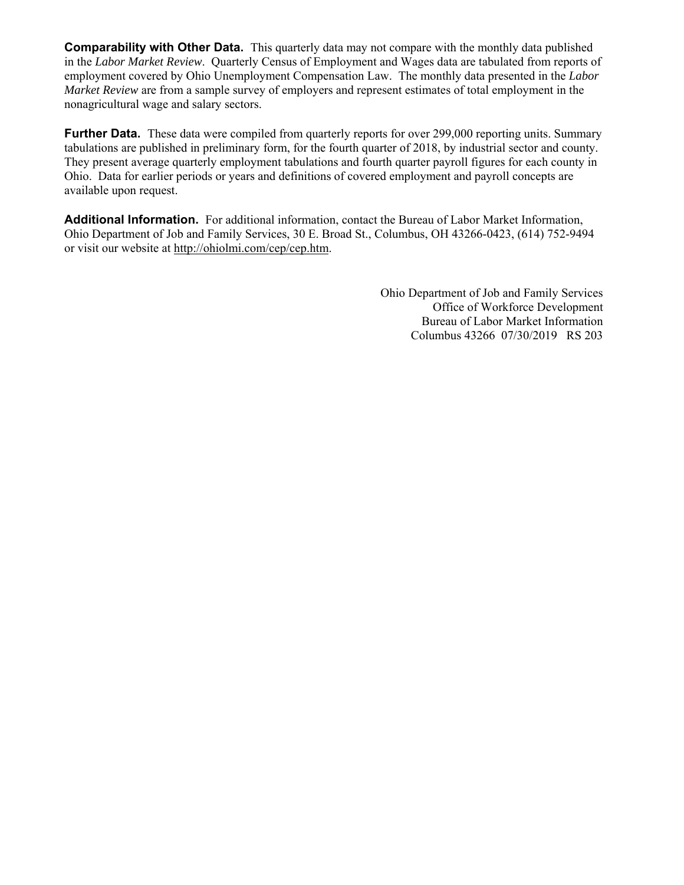**Comparability with Other Data.** This quarterly data may not compare with the monthly data published in the *Labor Market Review*. Quarterly Census of Employment and Wages data are tabulated from reports of employment covered by Ohio Unemployment Compensation Law. The monthly data presented in the *Labor Market Review* are from a sample survey of employers and represent estimates of total employment in the nonagricultural wage and salary sectors.

**Further Data.** These data were compiled from quarterly reports for over 299,000 reporting units. Summary tabulations are published in preliminary form, for the fourth quarter of 2018, by industrial sector and county. They present average quarterly employment tabulations and fourth quarter payroll figures for each county in Ohio. Data for earlier periods or years and definitions of covered employment and payroll concepts are available upon request.

**Additional Information.** For additional information, contact the Bureau of Labor Market Information, Ohio Department of Job and Family Services, 30 E. Broad St., Columbus, OH 43266-0423, (614) 752-9494 or visit our website at http://ohiolmi.com/cep/cep.htm.

Ohio Department of Job and Family Services
Office of Workforce Development
Bureau of Labor Market Information
Columbus 43266 07/30/2019 RS 203